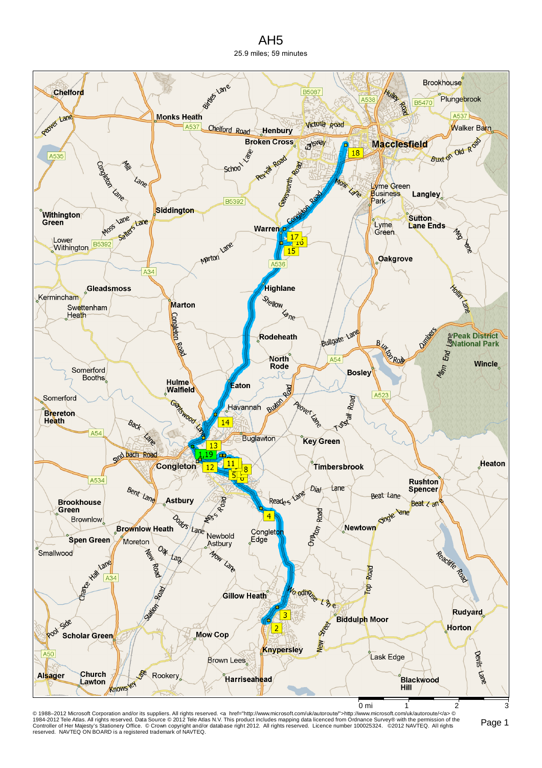# AH5

25.9 miles; 59 minutes

© 1988–2012 Microsoft Corporation and/or its suppliers. All rights reserved. <a href="http://www.microsoft.com/uk/autoroute/">http://www.microsoft.com/uk/autoroute/</a> © 1984-2012 Tele Atlas. All rights reserved. Data Source © 2012 Tele Atlas N.V. This product includes mapping data licenced from Ordnance Survey® with the permission of the Controller of Her Majesty's Stationery Office. © Crown copyright and/or database right 2012. All rights reserved. Licence number 100025324. ©2012 NAVTEQ. All rights reserved. NAVTEQ ON BOARD is a registered trademark of NAVTEQ.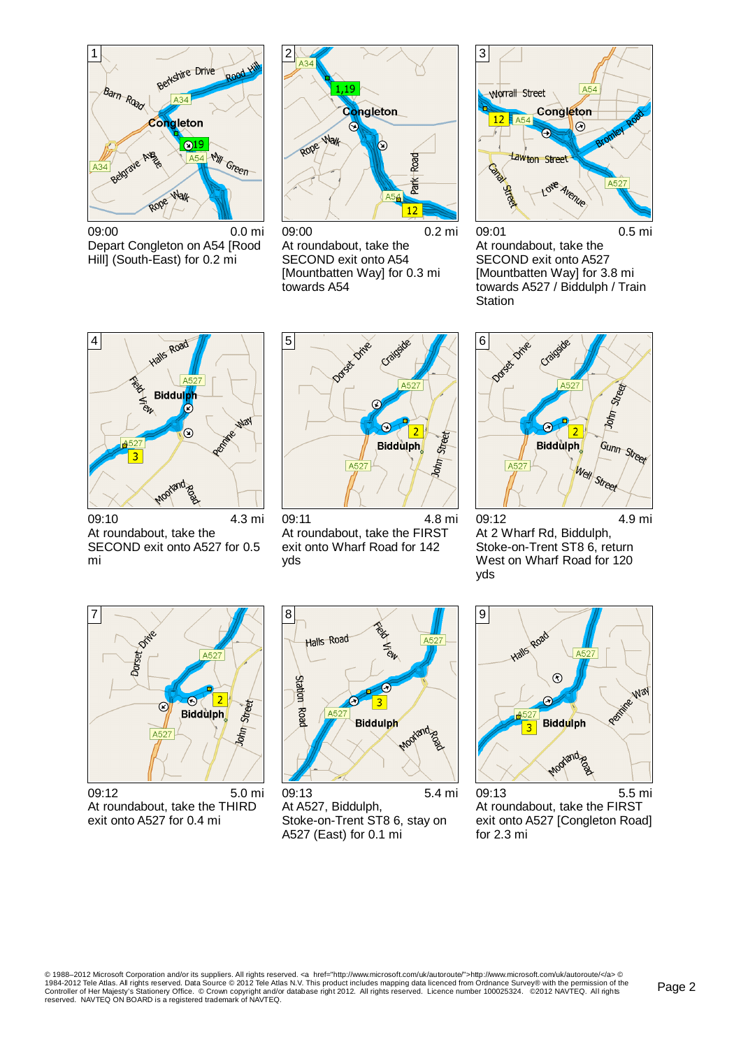**1**

09:00 — 0.0 mi

Depart Congleton on A54 [Rood Hill] (South-East) for 0.2 mi

**2**

09:00 — 0.2 mi

At roundabout, take the SECOND exit onto A54 [Mountbatten Way] for 0.3 mi towards A54

**3**

09:01 — 0.5 mi

At roundabout, take the SECOND exit onto A527 [Mountbatten Way] for 3.8 mi towards A527 / Biddulph / Train Station

**4**

09:10 — 4.3 mi

At roundabout, take the SECOND exit onto A527 for 0.5 mi

**5**

09:11 — 4.8 mi

At roundabout, take the FIRST exit onto Wharf Road for 142 yds

**6**

09:12 — 4.9 mi

At 2 Wharf Rd, Biddulph, Stoke-on-Trent ST8 6, return West on Wharf Road for 120 yds

**7**

09:12 — 5.0 mi

At roundabout, take the THIRD exit onto A527 for 0.4 mi

**8**

09:13 — 5.4 mi

At A527, Biddulph, Stoke-on-Trent ST8 6, stay on A527 (East) for 0.1 mi

**9**

09:13 — 5.5 mi

At roundabout, take the FIRST exit onto A527 [Congleton Road] for 2.3 mi

© 1988–2012 Microsoft Corporation and/or its suppliers. All rights reserved. <a href="http://www.microsoft.com/uk/autoroute/">http://www.microsoft.com/uk/autoroute/</a> © 1984-2012 Tele Atlas. All rights reserved. Data Source © 2012 Tele Atlas N.V. This product includes mapping data licenced from Ordnance Survey® with the permission of the Controller of Her Majesty's Stationery Office. © Crown copyright and/or database right 2012. All rights reserved. Licence number 100025324. ©2012 NAVTEQ. All rights reserved. NAVTEQ ON BOARD is a registered trademark of NAVTEQ.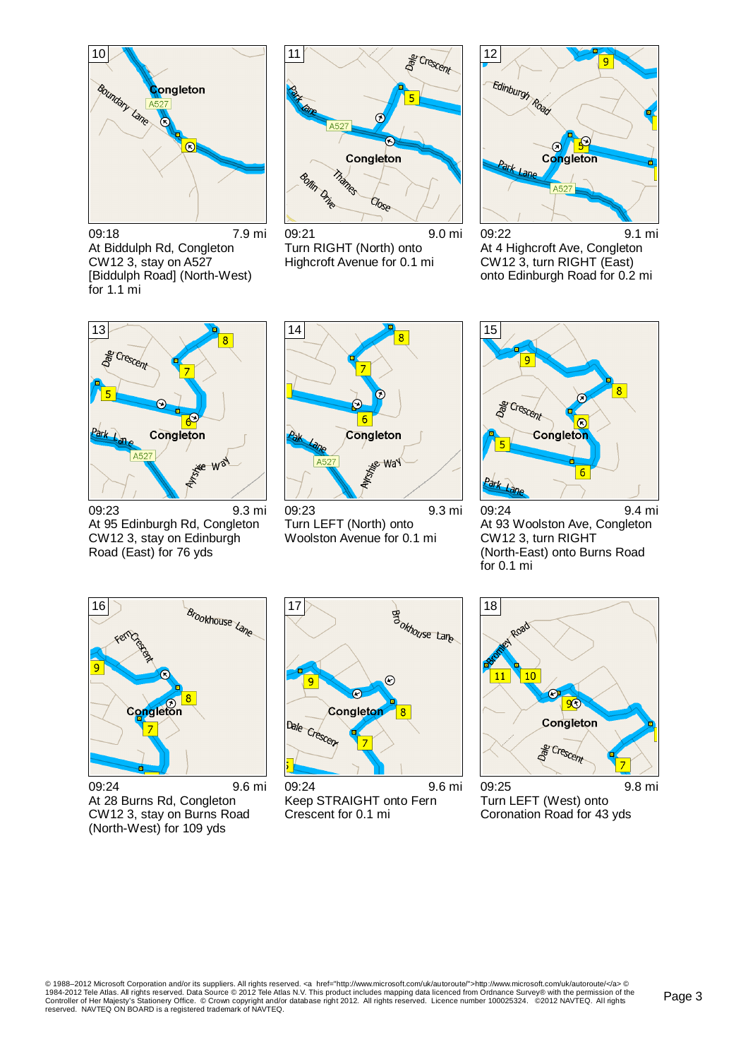**10**

09:18 — 7.9 mi

At Biddulph Rd, Congleton CW12 3, stay on A527 [Biddulph Road] (North-West) for 1.1 mi

**11**

09:21 — 9.0 mi

Turn RIGHT (North) onto Highcroft Avenue for 0.1 mi

**12**

09:22 — 9.1 mi

At 4 Highcroft Ave, Congleton CW12 3, turn RIGHT (East) onto Edinburgh Road for 0.2 mi

**13**

09:23 — 9.3 mi

At 95 Edinburgh Rd, Congleton CW12 3, stay on Edinburgh Road (East) for 76 yds

**14**

09:23 — 9.3 mi

Turn LEFT (North) onto Woolston Avenue for 0.1 mi

**15**

09:24 — 9.4 mi

At 93 Woolston Ave, Congleton CW12 3, turn RIGHT (North-East) onto Burns Road for 0.1 mi

**16**

09:24 — 9.6 mi

At 28 Burns Rd, Congleton CW12 3, stay on Burns Road (North-West) for 109 yds

**17**

09:24 — 9.6 mi

Keep STRAIGHT onto Fern Crescent for 0.1 mi

**18**

09:25 — 9.8 mi

Turn LEFT (West) onto Coronation Road for 43 yds

© 1988–2012 Microsoft Corporation and/or its suppliers. All rights reserved. <a href="http://www.microsoft.com/uk/autoroute/">http://www.microsoft.com/uk/autoroute/</a> © 1984-2012 Tele Atlas. All rights reserved. Data Source © 2012 Tele Atlas N.V. This product includes mapping data licenced from Ordnance Survey® with the permission of the Controller of Her Majesty's Stationery Office. © Crown copyright and/or database right 2012. All rights reserved. Licence number 100025324. ©2012 NAVTEQ. All rights reserved. NAVTEQ ON BOARD is a registered trademark of NAVTEQ.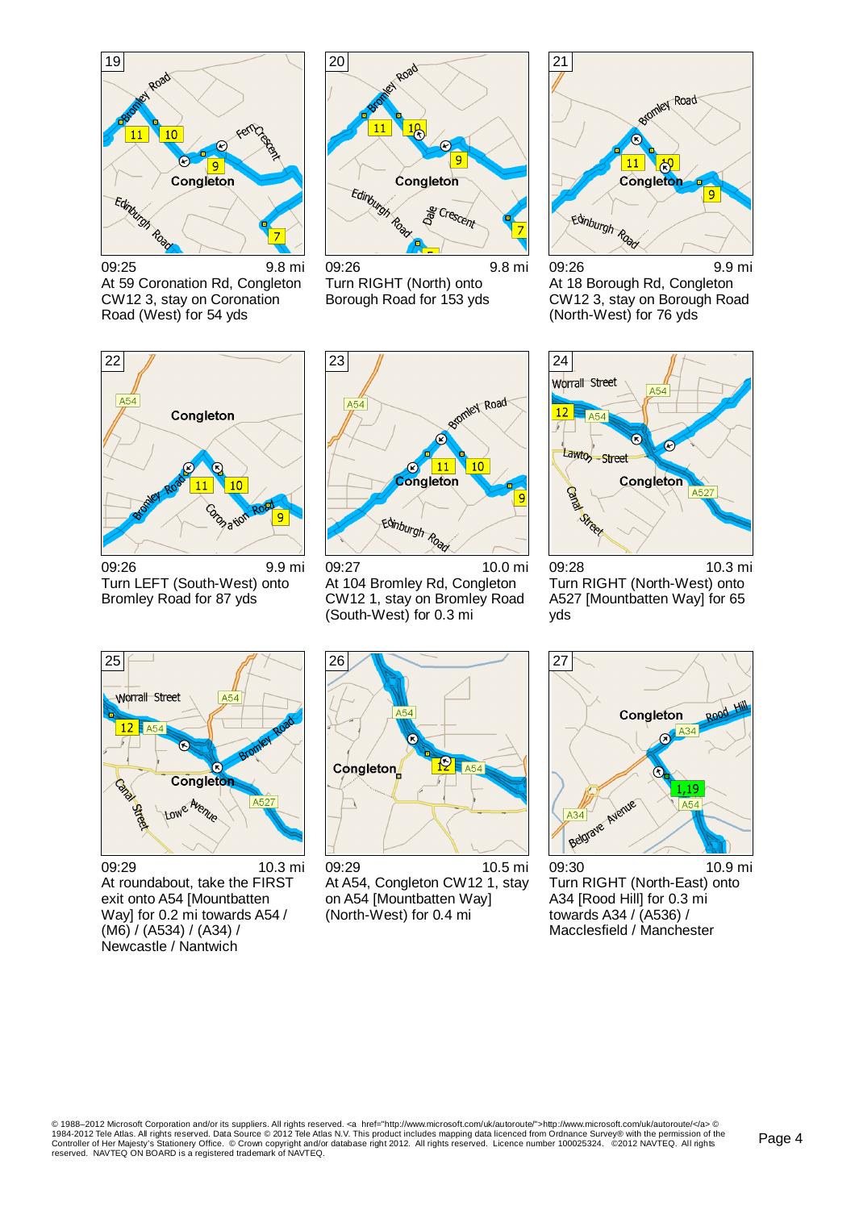**19**

09:25 — 9.8 mi

At 59 Coronation Rd, Congleton CW12 3, stay on Coronation Road (West) for 54 yds

**20**

09:26 — 9.8 mi

Turn RIGHT (North) onto Borough Road for 153 yds

**21**

09:26 — 9.9 mi

At 18 Borough Rd, Congleton CW12 3, stay on Borough Road (North-West) for 76 yds

**22**

09:26 — 9.9 mi

Turn LEFT (South-West) onto Bromley Road for 87 yds

**23**

09:27 — 10.0 mi

At 104 Bromley Rd, Congleton CW12 1, stay on Bromley Road (South-West) for 0.3 mi

**24**

09:28 — 10.3 mi

Turn RIGHT (North-West) onto A527 [Mountbatten Way] for 65 yds

**25**

09:29 — 10.3 mi

At roundabout, take the FIRST exit onto A54 [Mountbatten Way] for 0.2 mi towards A54 / (M6) / (A534) / (A34) / Newcastle / Nantwich

**26**

09:29 — 10.5 mi

At A54, Congleton CW12 1, stay on A54 [Mountbatten Way] (North-West) for 0.4 mi

**27**

09:30 — 10.9 mi

Turn RIGHT (North-East) onto A34 [Rood Hill] for 0.3 mi towards A34 / (A536) / Macclesfield / Manchester

© 1988–2012 Microsoft Corporation and/or its suppliers. All rights reserved. <a href="http://www.microsoft.com/uk/autoroute/">http://www.microsoft.com/uk/autoroute/</a> © 1984-2012 Tele Atlas. All rights reserved. Data Source © 2012 Tele Atlas N.V. This product includes mapping data licenced from Ordnance Survey® with the permission of the Controller of Her Majesty's Stationery Office. © Crown copyright and/or database right 2012. All rights reserved. Licence number 100025324. ©2012 NAVTEQ. All rights reserved. NAVTEQ ON BOARD is a registered trademark of NAVTEQ.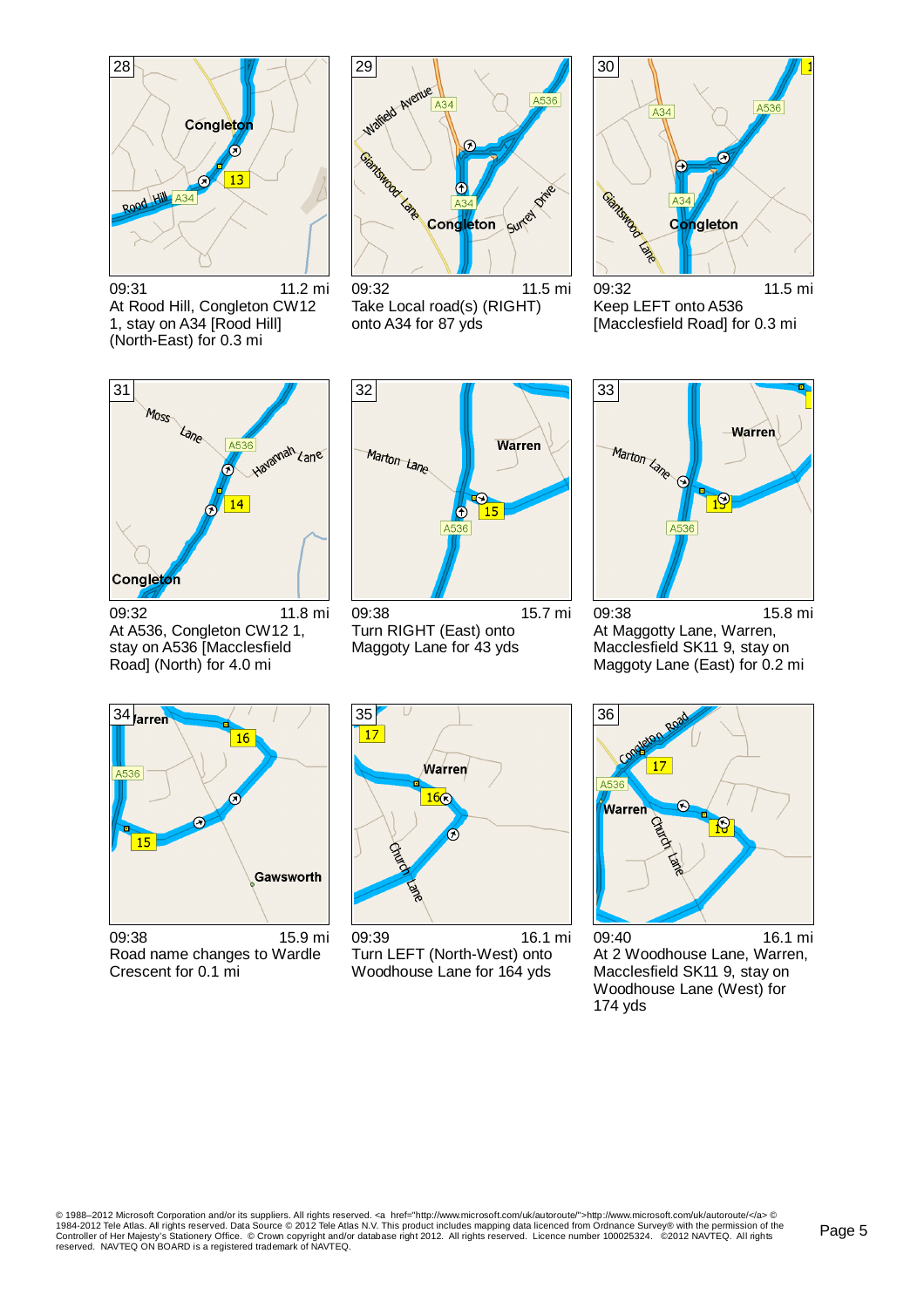28

09:31 11.2 mi

At Rood Hill, Congleton CW12 1, stay on A34 [Rood Hill] (North-East) for 0.3 mi

29

09:32 11.5 mi

Take Local road(s) (RIGHT) onto A34 for 87 yds

30

09:32 11.5 mi

Keep LEFT onto A536 [Macclesfield Road] for 0.3 mi

31

09:32 11.8 mi

At A536, Congleton CW12 1, stay on A536 [Macclesfield Road] (North) for 4.0 mi

32

09:38 15.7 mi

Turn RIGHT (East) onto Maggotty Lane for 43 yds

33

09:38 15.8 mi

At Maggotty Lane, Warren, Macclesfield SK11 9, stay on Maggotty Lane (East) for 0.2 mi

34

09:38 15.9 mi

Road name changes to Wardle Crescent for 0.1 mi

35

09:39 16.1 mi

Turn LEFT (North-West) onto Woodhouse Lane for 164 yds

36

09:40 16.1 mi

At 2 Woodhouse Lane, Warren, Macclesfield SK11 9, stay on Woodhouse Lane (West) for 174 yds

© 1988–2012 Microsoft Corporation and/or its suppliers. All rights reserved. <a href="http://www.microsoft.com/uk/autoroute/">http://www.microsoft.com/uk/autoroute/</a> © 1984-2012 Tele Atlas. All rights reserved. Data Source © 2012 Tele Atlas N.V. This product includes mapping data licenced from Ordnance Survey® with the permission of the Controller of Her Majesty's Stationery Office. © Crown copyright and/or database right 2012. All rights reserved. Licence number 100025324. ©2012 NAVTEQ. All rights reserved. NAVTEQ ON BOARD is a registered trademark of NAVTEQ.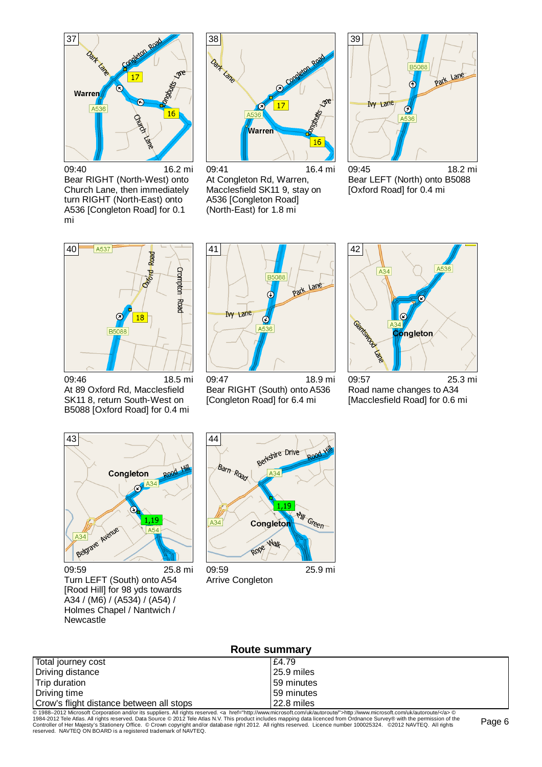**37**

09:40 — 16.2 mi

Bear RIGHT (North-West) onto Church Lane, then immediately turn RIGHT (North-East) onto A536 [Congleton Road] for 0.1 mi

**38**

09:41 — 16.4 mi

At Congleton Rd, Warren, Macclesfield SK11 9, stay on A536 [Congleton Road] (North-East) for 1.8 mi

**39**

09:45 — 18.2 mi

Bear LEFT (North) onto B5088 [Oxford Road] for 0.4 mi

**40**

09:46 — 18.5 mi

At 89 Oxford Rd, Macclesfield SK11 8, return South-West on B5088 [Oxford Road] for 0.4 mi

**41**

09:47 — 18.9 mi

Bear RIGHT (South) onto A536 [Congleton Road] for 6.4 mi

**42**

09:57 — 25.3 mi

Road name changes to A34 [Macclesfield Road] for 0.6 mi

**43**

09:59 — 25.8 mi

Turn LEFT (South) onto A54 [Rood Hill] for 98 yds towards A34 / (M6) / (A534) / (A54) / Holmes Chapel / Nantwich / Newcastle

**44**

09:59 — 25.9 mi

Arrive Congleton

## Route summary

| | |
|---|---|
| Total journey cost | £4.79 |
| Driving distance | 25.9 miles |
| Trip duration | 59 minutes |
| Driving time | 59 minutes |
| Crow's flight distance between all stops | 22.8 miles |

© 1988–2012 Microsoft Corporation and/or its suppliers. All rights reserved. <a href="http://www.microsoft.com/uk/autoroute/">http://www.microsoft.com/uk/autoroute/</a> © 1984-2012 Tele Atlas. All rights reserved. Data Source © 2012 Tele Atlas N.V. This product includes mapping data licenced from Ordnance Survey® with the permission of the Controller of Her Majesty's Stationery Office. © Crown copyright and/or database right 2012. All rights reserved. Licence number 100025324. ©2012 NAVTEQ. All rights reserved. NAVTEQ ON BOARD is a registered trademark of NAVTEQ.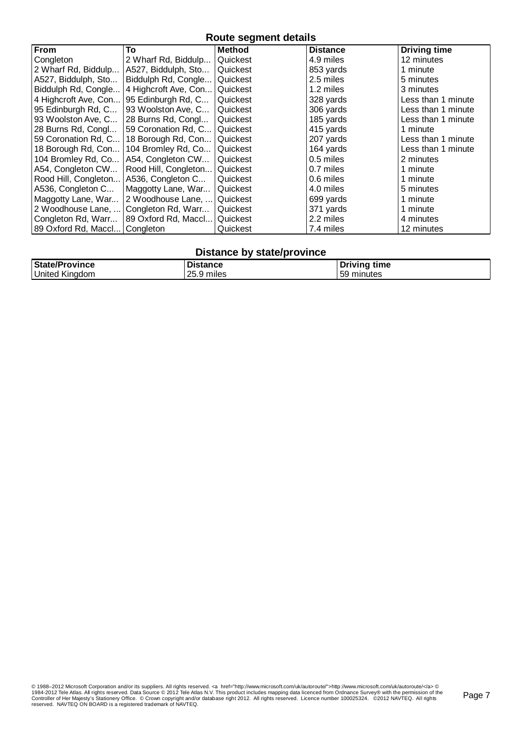## Route segment details

| From | To | Method | Distance | Driving time |
| --- | --- | --- | --- | --- |
| Congleton | 2 Wharf Rd, Biddulp... | Quickest | 4.9 miles | 12 minutes |
| 2 Wharf Rd, Biddulp... | A527, Biddulph, Sto... | Quickest | 853 yards | 1 minute |
| A527, Biddulph, Sto... | Biddulph Rd, Congle... | Quickest | 2.5 miles | 5 minutes |
| Biddulph Rd, Congle... | 4 Highcroft Ave, Con... | Quickest | 1.2 miles | 3 minutes |
| 4 Highcroft Ave, Con... | 95 Edinburgh Rd, C... | Quickest | 328 yards | Less than 1 minute |
| 95 Edinburgh Rd, C... | 93 Woolston Ave, C... | Quickest | 306 yards | Less than 1 minute |
| 93 Woolston Ave, C... | 28 Burns Rd, Congl... | Quickest | 185 yards | Less than 1 minute |
| 28 Burns Rd, Congl... | 59 Coronation Rd, C... | Quickest | 415 yards | 1 minute |
| 59 Coronation Rd, C... | 18 Borough Rd, Con... | Quickest | 207 yards | Less than 1 minute |
| 18 Borough Rd, Con... | 104 Bromley Rd, Co... | Quickest | 164 yards | Less than 1 minute |
| 104 Bromley Rd, Co... | A54, Congleton CW... | Quickest | 0.5 miles | 2 minutes |
| A54, Congleton CW... | Rood Hill, Congleton... | Quickest | 0.7 miles | 1 minute |
| Rood Hill, Congleton... | A536, Congleton C... | Quickest | 0.6 miles | 1 minute |
| A536, Congleton C... | Maggotty Lane, War... | Quickest | 4.0 miles | 5 minutes |
| Maggotty Lane, War... | 2 Woodhouse Lane, ... | Quickest | 699 yards | 1 minute |
| 2 Woodhouse Lane, ... | Congleton Rd, Warr... | Quickest | 371 yards | 1 minute |
| Congleton Rd, Warr... | 89 Oxford Rd, Maccl... | Quickest | 2.2 miles | 4 minutes |
| 89 Oxford Rd, Maccl... | Congleton | Quickest | 7.4 miles | 12 minutes |

## Distance by state/province

| State/Province | Distance | Driving time |
| --- | --- | --- |
| United Kingdom | 25.9 miles | 59 minutes |

© 1988–2012 Microsoft Corporation and/or its suppliers. All rights reserved. <a href="http://www.microsoft.com/uk/autoroute/">http://www.microsoft.com/uk/autoroute/</a> © 1984-2012 Tele Atlas. All rights reserved. Data Source © 2012 Tele Atlas N.V. This product includes mapping data licenced from Ordnance Survey® with the permission of the Controller of Her Majesty's Stationery Office. © Crown copyright and/or database right 2012. All rights reserved. Licence number 100025324. ©2012 NAVTEQ. All rights reserved. NAVTEQ ON BOARD is a registered trademark of NAVTEQ.